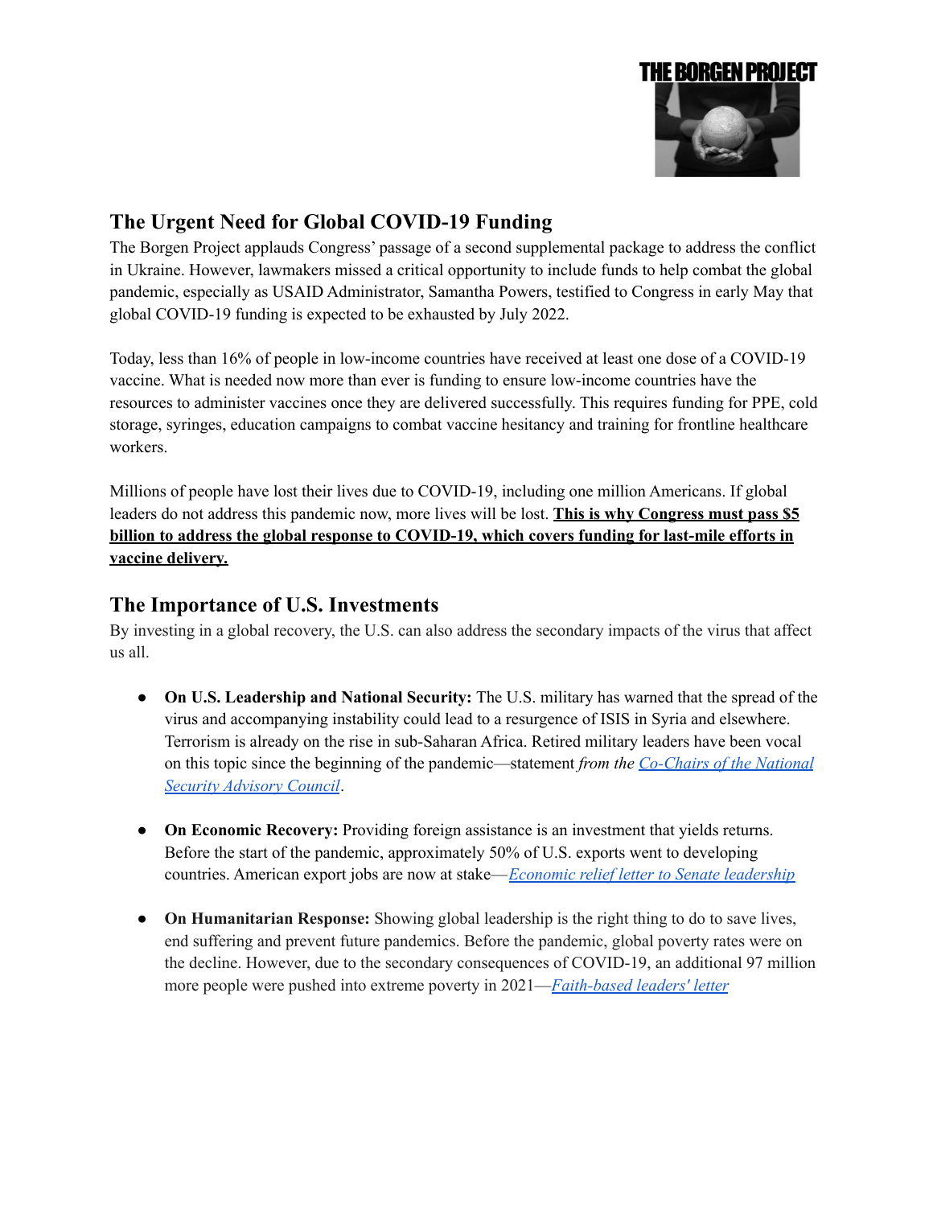THE BORGEN PROJECT

## The Urgent Need for Global COVID-19 Funding

The Borgen Project applauds Congress' passage of a second supplemental package to address the conflict in Ukraine. However, lawmakers missed a critical opportunity to include funds to help combat the global pandemic, especially as USAID Administrator, Samantha Powers, testified to Congress in early May that global COVID-19 funding is expected to be exhausted by July 2022.

Today, less than 16% of people in low-income countries have received at least one dose of a COVID-19 vaccine. What is needed now more than ever is funding to ensure low-income countries have the resources to administer vaccines once they are delivered successfully. This requires funding for PPE, cold storage, syringes, education campaigns to combat vaccine hesitancy and training for frontline healthcare workers.

Millions of people have lost their lives due to COVID-19, including one million Americans. If global leaders do not address this pandemic now, more lives will be lost. **This is why Congress must pass $5 billion to address the global response to COVID-19, which covers funding for last-mile efforts in vaccine delivery.**

## The Importance of U.S. Investments

By investing in a global recovery, the U.S. can also address the secondary impacts of the virus that affect us all.

- **On U.S. Leadership and National Security:** The U.S. military has warned that the spread of the virus and accompanying instability could lead to a resurgence of ISIS in Syria and elsewhere. Terrorism is already on the rise in sub-Saharan Africa. Retired military leaders have been vocal on this topic since the beginning of the pandemic—statement *from the Co-Chairs of the National Security Advisory Council*.

- **On Economic Recovery:** Providing foreign assistance is an investment that yields returns. Before the start of the pandemic, approximately 50% of U.S. exports went to developing countries. American export jobs are now at stake—*Economic relief letter to Senate leadership*

- **On Humanitarian Response:** Showing global leadership is the right thing to do to save lives, end suffering and prevent future pandemics. Before the pandemic, global poverty rates were on the decline. However, due to the secondary consequences of COVID-19, an additional 97 million more people were pushed into extreme poverty in 2021—*Faith-based leaders' letter*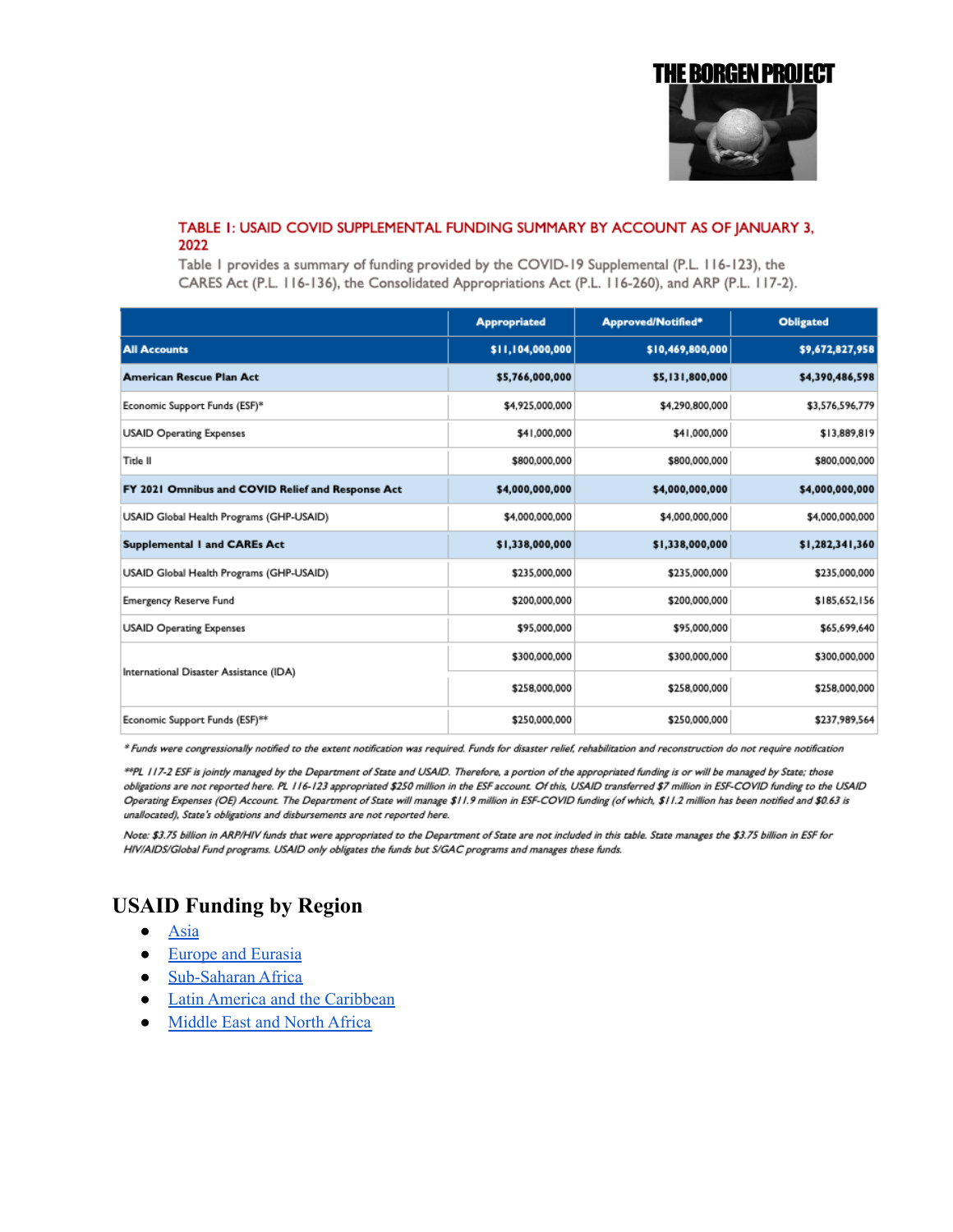**TABLE 1: USAID COVID SUPPLEMENTAL FUNDING SUMMARY BY ACCOUNT AS OF JANUARY 3, 2022**

Table 1 provides a summary of funding provided by the COVID-19 Supplemental (P.L. 116-123), the CARES Act (P.L. 116-136), the Consolidated Appropriations Act (P.L. 116-260), and ARP (P.L. 117-2).

| | Appropriated | Approved/Notified* | Obligated |
|---|---|---|---|
| **All Accounts** | **$11,104,000,000** | **$10,469,800,000** | **$9,672,827,958** |
| **American Rescue Plan Act** | **$5,766,000,000** | **$5,131,800,000** | **$4,390,486,598** |
| Economic Support Funds (ESF)* | $4,925,000,000 | $4,290,800,000 | $3,576,596,779 |
| USAID Operating Expenses | $41,000,000 | $41,000,000 | $13,889,819 |
| Title II | $800,000,000 | $800,000,000 | $800,000,000 |
| **FY 2021 Omnibus and COVID Relief and Response Act** | **$4,000,000,000** | **$4,000,000,000** | **$4,000,000,000** |
| USAID Global Health Programs (GHP-USAID) | $4,000,000,000 | $4,000,000,000 | $4,000,000,000 |
| **Supplemental 1 and CAREs Act** | **$1,338,000,000** | **$1,338,000,000** | **$1,282,341,360** |
| USAID Global Health Programs (GHP-USAID) | $235,000,000 | $235,000,000 | $235,000,000 |
| Emergency Reserve Fund | $200,000,000 | $200,000,000 | $185,652,156 |
| USAID Operating Expenses | $95,000,000 | $95,000,000 | $65,699,640 |
| International Disaster Assistance (IDA) | $300,000,000 | $300,000,000 | $300,000,000 |
| | $258,000,000 | $258,000,000 | $258,000,000 |
| Economic Support Funds (ESF)** | $250,000,000 | $250,000,000 | $237,989,564 |

*\* Funds were congressionally notified to the extent notification was required. Funds for disaster relief, rehabilitation and reconstruction do not require notification*

*\*\*PL 117-2 ESF is jointly managed by the Department of State and USAID. Therefore, a portion of the appropriated funding is or will be managed by State; those obligations are not reported here. PL 116-123 appropriated $250 million in the ESF account. Of this, USAID transferred $7 million in ESF-COVID funding to the USAID Operating Expenses (OE) Account. The Department of State will manage $11.9 million in ESF-COVID funding (of which, $11.2 million has been notified and $0.63 is unallocated), State's obligations and disbursements are not reported here.*

*Note: $3.75 billion in ARP/HIV funds that were appropriated to the Department of State are not included in this table. State manages the $3.75 billion in ESF for HIV/AIDS/Global Fund programs. USAID only obligates the funds but S/GAC programs and manages these funds.*

## USAID Funding by Region

- Asia
- Europe and Eurasia
- Sub-Saharan Africa
- Latin America and the Caribbean
- Middle East and North Africa